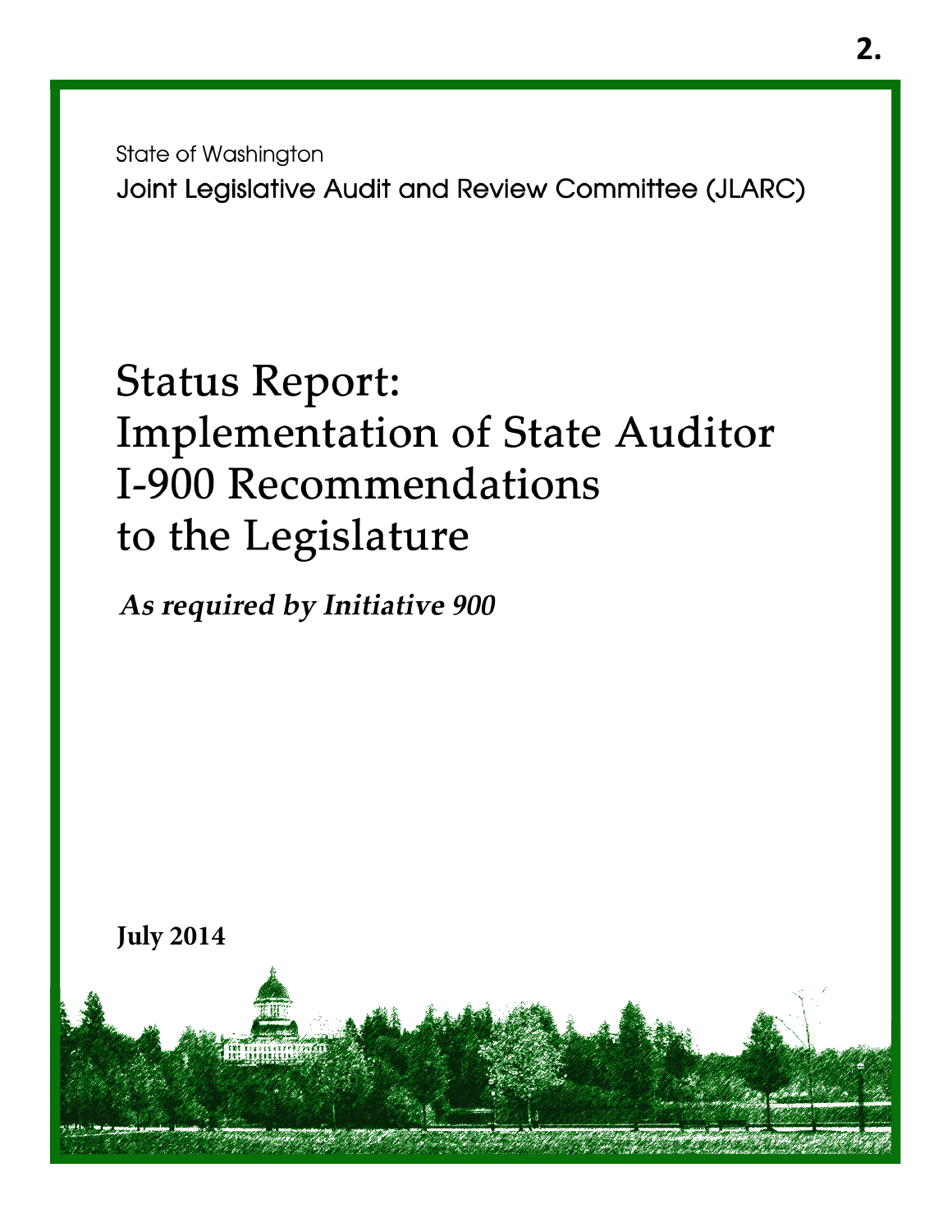State of Washington

Joint Legislative Audit and Review Committee (JLARC)

# Status Report: Implementation of State Auditor I-900 Recommendations to the Legislature

***As required by Initiative 900***

**July 2014**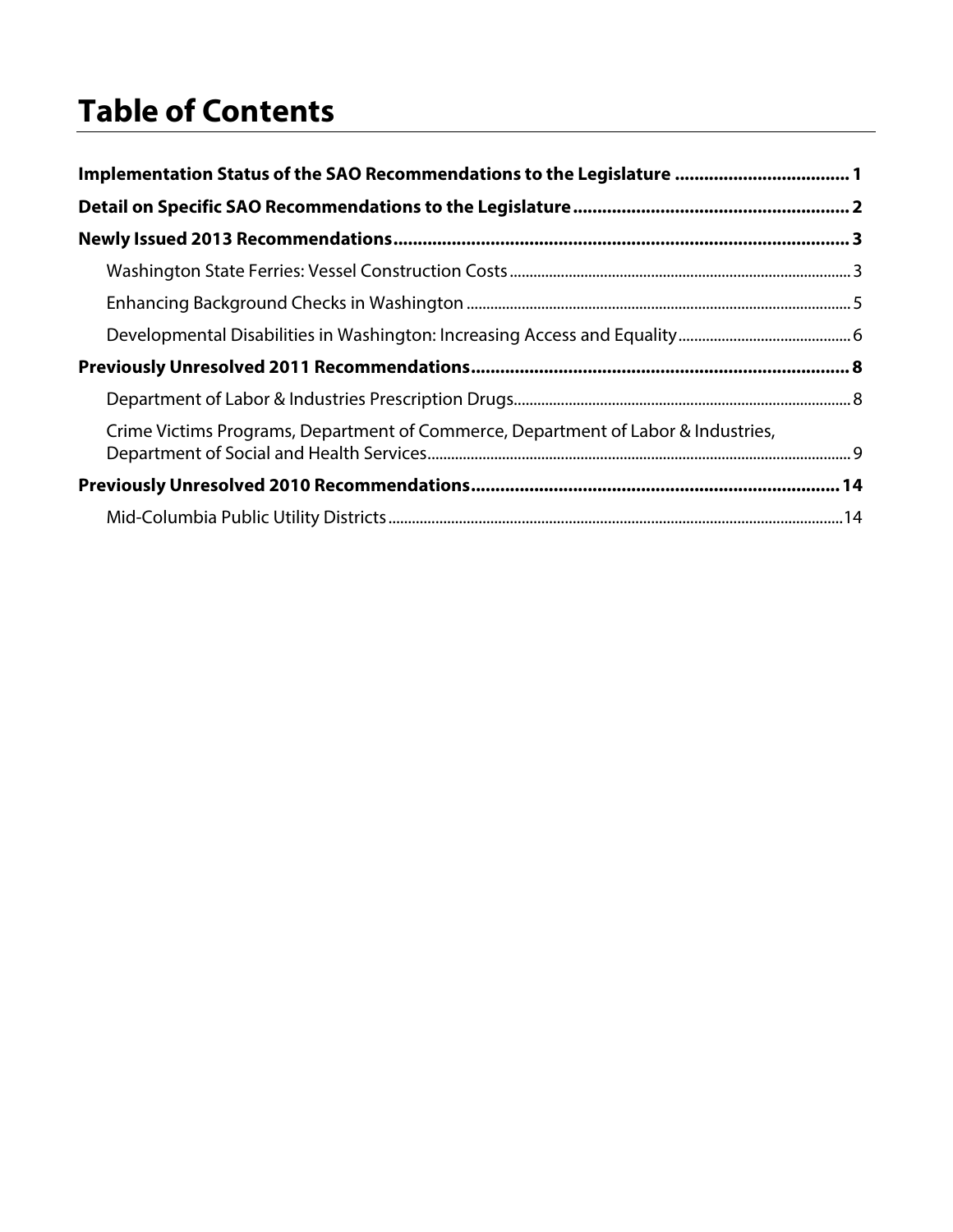# Table of Contents

**Implementation Status of the SAO Recommendations to the Legislature .................................... 1**

**Detail on Specific SAO Recommendations to the Legislature ........................................................ 2**

**Newly Issued 2013 Recommendations ............................................................................................ 3**

- Washington State Ferries: Vessel Construction Costs ..................................................................................... 3
- Enhancing Background Checks in Washington ................................................................................................ 5
- Developmental Disabilities in Washington: Increasing Access and Equality ........................................... 6

**Previously Unresolved 2011 Recommendations ............................................................................. 8**

- Department of Labor & Industries Prescription Drugs.................................................................................... 8
- Crime Victims Programs, Department of Commerce, Department of Labor & Industries, Department of Social and Health Services.......................................................................................................... 9

**Previously Unresolved 2010 Recommendations ........................................................................... 14**

- Mid-Columbia Public Utility Districts ..................................................................................................................14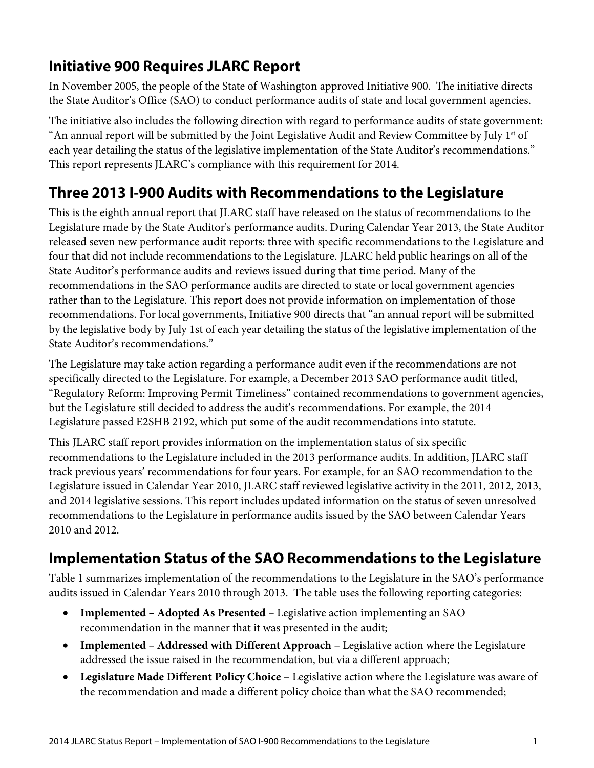## Initiative 900 Requires JLARC Report

In November 2005, the people of the State of Washington approved Initiative 900. The initiative directs the State Auditor's Office (SAO) to conduct performance audits of state and local government agencies.

The initiative also includes the following direction with regard to performance audits of state government: "An annual report will be submitted by the Joint Legislative Audit and Review Committee by July 1st of each year detailing the status of the legislative implementation of the State Auditor's recommendations." This report represents JLARC's compliance with this requirement for 2014.

## Three 2013 I-900 Audits with Recommendations to the Legislature

This is the eighth annual report that JLARC staff have released on the status of recommendations to the Legislature made by the State Auditor's performance audits. During Calendar Year 2013, the State Auditor released seven new performance audit reports: three with specific recommendations to the Legislature and four that did not include recommendations to the Legislature. JLARC held public hearings on all of the State Auditor's performance audits and reviews issued during that time period. Many of the recommendations in the SAO performance audits are directed to state or local government agencies rather than to the Legislature. This report does not provide information on implementation of those recommendations. For local governments, Initiative 900 directs that "an annual report will be submitted by the legislative body by July 1st of each year detailing the status of the legislative implementation of the State Auditor's recommendations."

The Legislature may take action regarding a performance audit even if the recommendations are not specifically directed to the Legislature. For example, a December 2013 SAO performance audit titled, "Regulatory Reform: Improving Permit Timeliness" contained recommendations to government agencies, but the Legislature still decided to address the audit's recommendations. For example, the 2014 Legislature passed E2SHB 2192, which put some of the audit recommendations into statute.

This JLARC staff report provides information on the implementation status of six specific recommendations to the Legislature included in the 2013 performance audits. In addition, JLARC staff track previous years' recommendations for four years. For example, for an SAO recommendation to the Legislature issued in Calendar Year 2010, JLARC staff reviewed legislative activity in the 2011, 2012, 2013, and 2014 legislative sessions. This report includes updated information on the status of seven unresolved recommendations to the Legislature in performance audits issued by the SAO between Calendar Years 2010 and 2012.

## Implementation Status of the SAO Recommendations to the Legislature

Table 1 summarizes implementation of the recommendations to the Legislature in the SAO's performance audits issued in Calendar Years 2010 through 2013. The table uses the following reporting categories:

- **Implemented – Adopted As Presented** – Legislative action implementing an SAO recommendation in the manner that it was presented in the audit;
- **Implemented – Addressed with Different Approach** – Legislative action where the Legislature addressed the issue raised in the recommendation, but via a different approach;
- **Legislature Made Different Policy Choice** – Legislative action where the Legislature was aware of the recommendation and made a different policy choice than what the SAO recommended;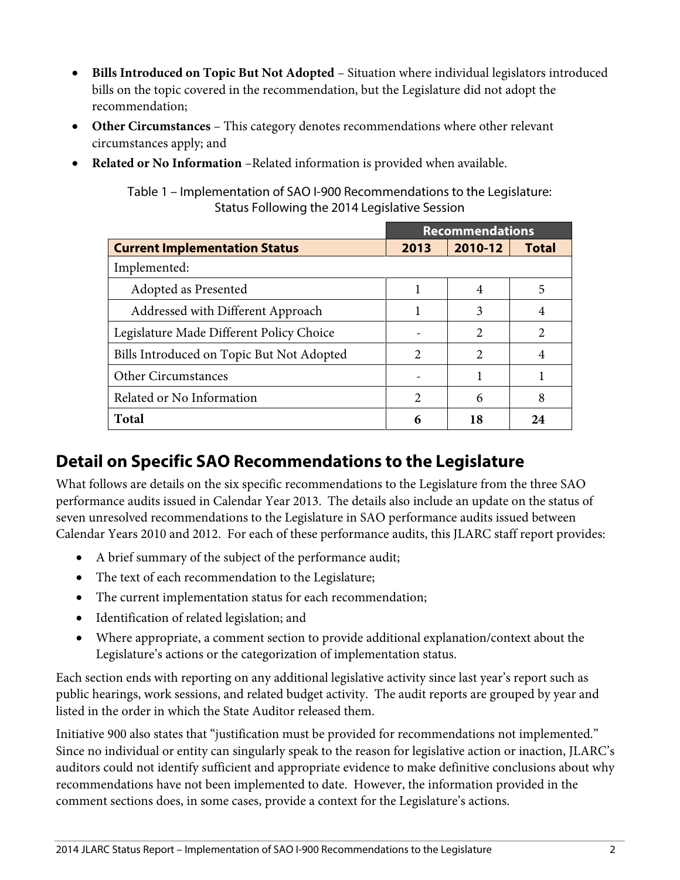- **Bills Introduced on Topic But Not Adopted** – Situation where individual legislators introduced bills on the topic covered in the recommendation, but the Legislature did not adopt the recommendation;
- **Other Circumstances** – This category denotes recommendations where other relevant circumstances apply; and
- **Related or No Information** –Related information is provided when available.

Table 1 – Implementation of SAO I-900 Recommendations to the Legislature: Status Following the 2014 Legislative Session

| | Recommendations | | |
|---|---|---|---|
| **Current Implementation Status** | **2013** | **2010-12** | **Total** |
| Implemented: | | | |
| Adopted as Presented | 1 | 4 | 5 |
| Addressed with Different Approach | 1 | 3 | 4 |
| Legislature Made Different Policy Choice | - | 2 | 2 |
| Bills Introduced on Topic But Not Adopted | 2 | 2 | 4 |
| Other Circumstances | - | 1 | 1 |
| Related or No Information | 2 | 6 | 8 |
| **Total** | **6** | **18** | **24** |

## Detail on Specific SAO Recommendations to the Legislature

What follows are details on the six specific recommendations to the Legislature from the three SAO performance audits issued in Calendar Year 2013. The details also include an update on the status of seven unresolved recommendations to the Legislature in SAO performance audits issued between Calendar Years 2010 and 2012. For each of these performance audits, this JLARC staff report provides:

- A brief summary of the subject of the performance audit;
- The text of each recommendation to the Legislature;
- The current implementation status for each recommendation;
- Identification of related legislation; and
- Where appropriate, a comment section to provide additional explanation/context about the Legislature's actions or the categorization of implementation status.

Each section ends with reporting on any additional legislative activity since last year's report such as public hearings, work sessions, and related budget activity. The audit reports are grouped by year and listed in the order in which the State Auditor released them.

Initiative 900 also states that "justification must be provided for recommendations not implemented." Since no individual or entity can singularly speak to the reason for legislative action or inaction, JLARC's auditors could not identify sufficient and appropriate evidence to make definitive conclusions about why recommendations have not been implemented to date. However, the information provided in the comment sections does, in some cases, provide a context for the Legislature's actions.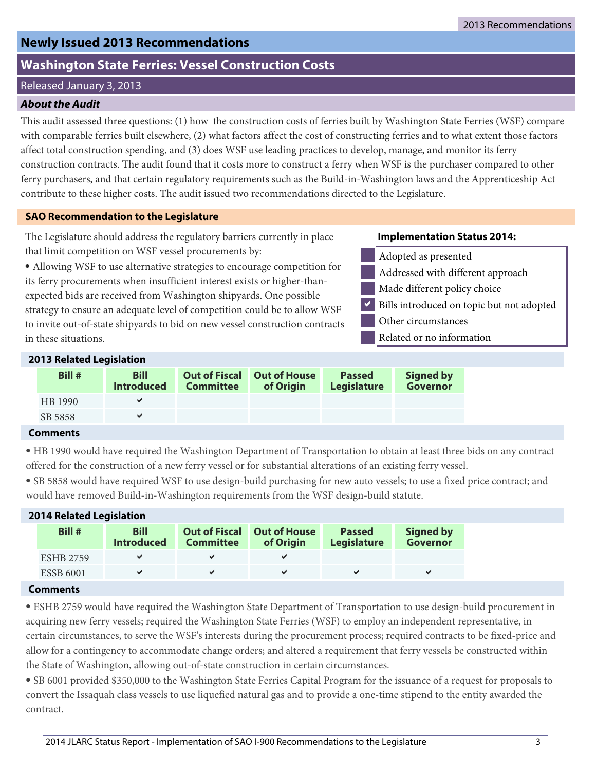## Newly Issued 2013 Recommendations

## Washington State Ferries: Vessel Construction Costs

Released January 3, 2013

### *About the Audit*

This audit assessed three questions: (1) how the construction costs of ferries built by Washington State Ferries (WSF) compare with comparable ferries built elsewhere, (2) what factors affect the cost of constructing ferries and to what extent those factors affect total construction spending, and (3) does WSF use leading practices to develop, manage, and monitor its ferry construction contracts. The audit found that it costs more to construct a ferry when WSF is the purchaser compared to other ferry purchasers, and that certain regulatory requirements such as the Build-in-Washington laws and the Apprenticeship Act contribute to these higher costs. The audit issued two recommendations directed to the Legislature.

### SAO Recommendation to the Legislature

The Legislature should address the regulatory barriers currently in place that limit competition on WSF vessel procurements by:

- Allowing WSF to use alternative strategies to encourage competition for its ferry procurements when insufficient interest exists or higher-than-expected bids are received from Washington shipyards. One possible strategy to ensure an adequate level of competition could be to allow WSF to invite out-of-state shipyards to bid on new vessel construction contracts in these situations.

**Implementation Status 2014:**

- ☐ Adopted as presented
- ☐ Addressed with different approach
- ☐ Made different policy choice
- ☑ Bills introduced on topic but not adopted
- ☐ Other circumstances
- ☐ Related or no information

### 2013 Related Legislation

| Bill # | Bill Introduced | Out of Fiscal Committee | Out of House of Origin | Passed Legislature | Signed by Governor |
|---|---|---|---|---|---|
| HB 1990 | ✔ | | | | |
| SB 5858 | ✔ | | | | |

**Comments**

- HB 1990 would have required the Washington Department of Transportation to obtain at least three bids on any contract offered for the construction of a new ferry vessel or for substantial alterations of an existing ferry vessel.
- SB 5858 would have required WSF to use design-build purchasing for new auto vessels; to use a fixed price contract; and would have removed Build-in-Washington requirements from the WSF design-build statute.

### 2014 Related Legislation

| Bill # | Bill Introduced | Out of Fiscal Committee | Out of House of Origin | Passed Legislature | Signed by Governor |
|---|---|---|---|---|---|
| ESHB 2759 | ✔ | ✔ | ✔ | | |
| ESSB 6001 | ✔ | ✔ | ✔ | ✔ | ✔ |

**Comments**

- ESHB 2759 would have required the Washington State Department of Transportation to use design-build procurement in acquiring new ferry vessels; required the Washington State Ferries (WSF) to employ an independent representative, in certain circumstances, to serve the WSF's interests during the procurement process; required contracts to be fixed-price and allow for a contingency to accommodate change orders; and altered a requirement that ferry vessels be constructed within the State of Washington, allowing out-of-state construction in certain circumstances.
- SB 6001 provided $350,000 to the Washington State Ferries Capital Program for the issuance of a request for proposals to convert the Issaquah class vessels to use liquefied natural gas and to provide a one-time stipend to the entity awarded the contract.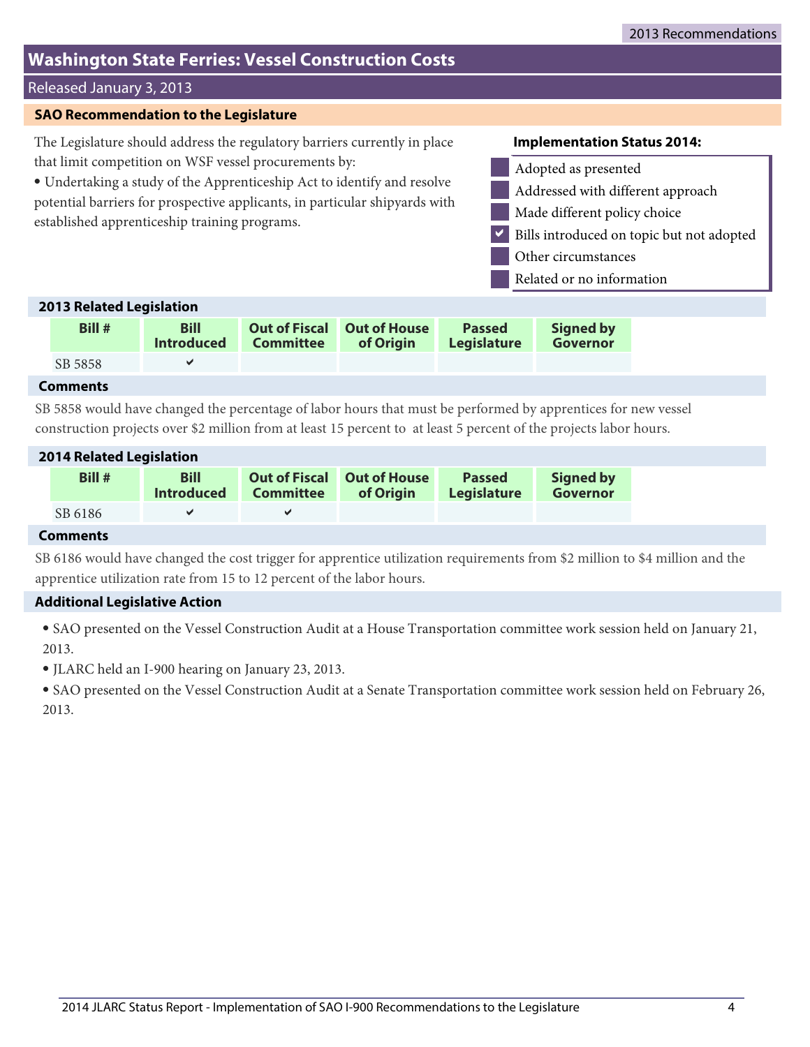2013 Recommendations

# Washington State Ferries: Vessel Construction Costs

Released January 3, 2013

## SAO Recommendation to the Legislature

The Legislature should address the regulatory barriers currently in place that limit competition on WSF vessel procurements by:

- Undertaking a study of the Apprenticeship Act to identify and resolve potential barriers for prospective applicants, in particular shipyards with established apprenticeship training programs.

**Implementation Status 2014:**

- [ ] Adopted as presented
- [ ] Addressed with different approach
- [ ] Made different policy choice
- [x] Bills introduced on topic but not adopted
- [ ] Other circumstances
- [ ] Related or no information

### 2013 Related Legislation

| Bill # | Bill Introduced | Out of Fiscal Committee | Out of House of Origin | Passed Legislature | Signed by Governor |
|---|---|---|---|---|---|
| SB 5858 | ✔ | | | | |

**Comments**

SB 5858 would have changed the percentage of labor hours that must be performed by apprentices for new vessel construction projects over $2 million from at least 15 percent to at least 5 percent of the projects labor hours.

### 2014 Related Legislation

| Bill # | Bill Introduced | Out of Fiscal Committee | Out of House of Origin | Passed Legislature | Signed by Governor |
|---|---|---|---|---|---|
| SB 6186 | ✔ | ✔ | | | |

**Comments**

SB 6186 would have changed the cost trigger for apprentice utilization requirements from $2 million to $4 million and the apprentice utilization rate from 15 to 12 percent of the labor hours.

### Additional Legislative Action

- SAO presented on the Vessel Construction Audit at a House Transportation committee work session held on January 21, 2013.
- JLARC held an I-900 hearing on January 23, 2013.
- SAO presented on the Vessel Construction Audit at a Senate Transportation committee work session held on February 26, 2013.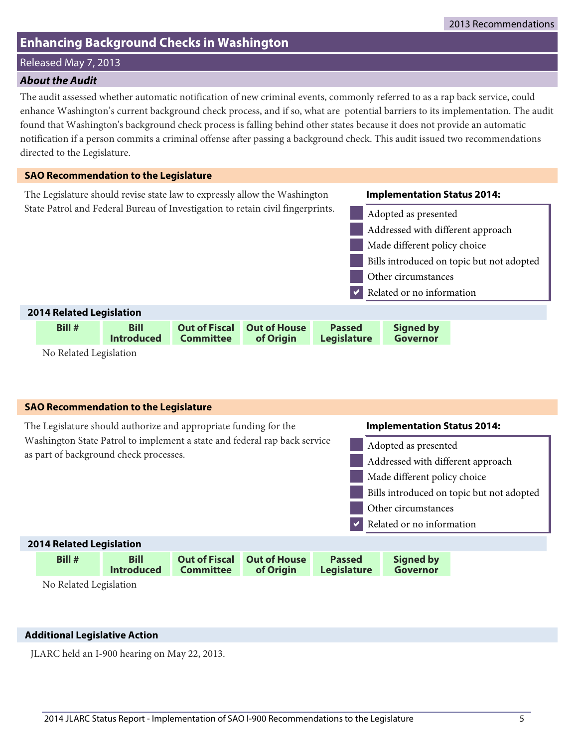2013 Recommendations

## Enhancing Background Checks in Washington

Released May 7, 2013

### *About the Audit*

The audit assessed whether automatic notification of new criminal events, commonly referred to as a rap back service, could enhance Washington's current background check process, and if so, what are potential barriers to its implementation. The audit found that Washington's background check process is falling behind other states because it does not provide an automatic notification if a person commits a criminal offense after passing a background check. This audit issued two recommendations directed to the Legislature.

### SAO Recommendation to the Legislature

The Legislature should revise state law to expressly allow the Washington State Patrol and Federal Bureau of Investigation to retain civil fingerprints.

**Implementation Status 2014:**

- [ ] Adopted as presented
- [ ] Addressed with different approach
- [ ] Made different policy choice
- [ ] Bills introduced on topic but not adopted
- [ ] Other circumstances
- [x] Related or no information

**2014 Related Legislation**

| Bill # | Bill Introduced | Out of Fiscal Committee | Out of House of Origin | Passed Legislature | Signed by Governor |
|---|---|---|---|---|---|

No Related Legislation

### SAO Recommendation to the Legislature

The Legislature should authorize and appropriate funding for the Washington State Patrol to implement a state and federal rap back service as part of background check processes.

**Implementation Status 2014:**

- [ ] Adopted as presented
- [ ] Addressed with different approach
- [ ] Made different policy choice
- [ ] Bills introduced on topic but not adopted
- [ ] Other circumstances
- [x] Related or no information

**2014 Related Legislation**

| Bill # | Bill Introduced | Out of Fiscal Committee | Out of House of Origin | Passed Legislature | Signed by Governor |
|---|---|---|---|---|---|

No Related Legislation

### Additional Legislative Action

JLARC held an I-900 hearing on May 22, 2013.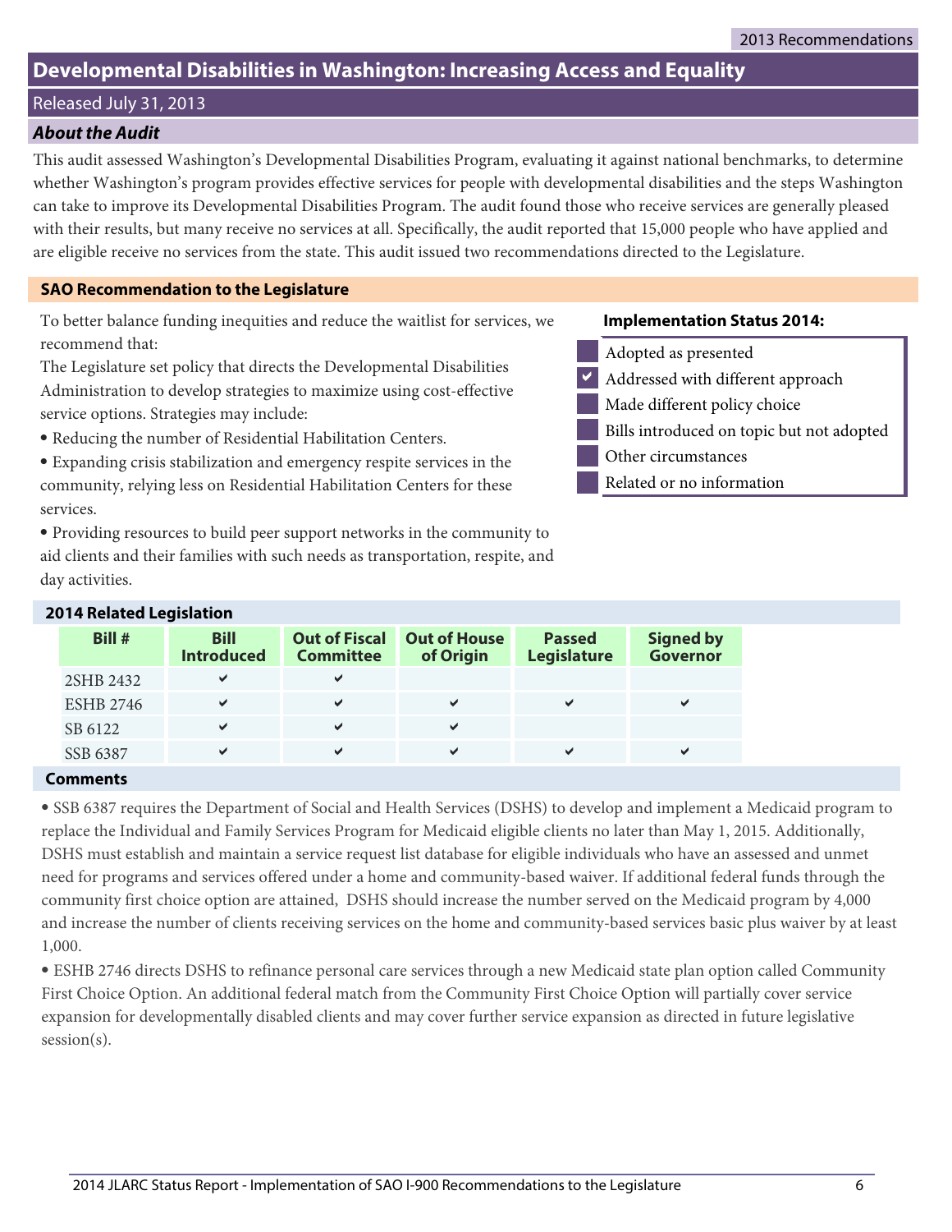# Developmental Disabilities in Washington: Increasing Access and Equality

Released July 31, 2013

### *About the Audit*

This audit assessed Washington's Developmental Disabilities Program, evaluating it against national benchmarks, to determine whether Washington's program provides effective services for people with developmental disabilities and the steps Washington can take to improve its Developmental Disabilities Program. The audit found those who receive services are generally pleased with their results, but many receive no services at all. Specifically, the audit reported that 15,000 people who have applied and are eligible receive no services from the state. This audit issued two recommendations directed to the Legislature.

### SAO Recommendation to the Legislature

To better balance funding inequities and reduce the waitlist for services, we recommend that:

The Legislature set policy that directs the Developmental Disabilities Administration to develop strategies to maximize using cost-effective service options. Strategies may include:

- Reducing the number of Residential Habilitation Centers.
- Expanding crisis stabilization and emergency respite services in the community, relying less on Residential Habilitation Centers for these services.
- Providing resources to build peer support networks in the community to aid clients and their families with such needs as transportation, respite, and day activities.

**Implementation Status 2014:**

- [ ] Adopted as presented
- [x] Addressed with different approach
- [ ] Made different policy choice
- [ ] Bills introduced on topic but not adopted
- [ ] Other circumstances
- [ ] Related or no information

### 2014 Related Legislation

| Bill # | Bill Introduced | Out of Fiscal Committee | Out of House of Origin | Passed Legislature | Signed by Governor |
|---|---|---|---|---|---|
| 2SHB 2432 | ✔ | ✔ | | | |
| ESHB 2746 | ✔ | ✔ | ✔ | ✔ | ✔ |
| SB 6122 | ✔ | ✔ | ✔ | | |
| SSB 6387 | ✔ | ✔ | ✔ | ✔ | ✔ |

### Comments

- SSB 6387 requires the Department of Social and Health Services (DSHS) to develop and implement a Medicaid program to replace the Individual and Family Services Program for Medicaid eligible clients no later than May 1, 2015. Additionally, DSHS must establish and maintain a service request list database for eligible individuals who have an assessed and unmet need for programs and services offered under a home and community-based waiver. If additional federal funds through the community first choice option are attained, DSHS should increase the number served on the Medicaid program by 4,000 and increase the number of clients receiving services on the home and community-based services basic plus waiver by at least 1,000.
- ESHB 2746 directs DSHS to refinance personal care services through a new Medicaid state plan option called Community First Choice Option. An additional federal match from the Community First Choice Option will partially cover service expansion for developmentally disabled clients and may cover further service expansion as directed in future legislative session(s).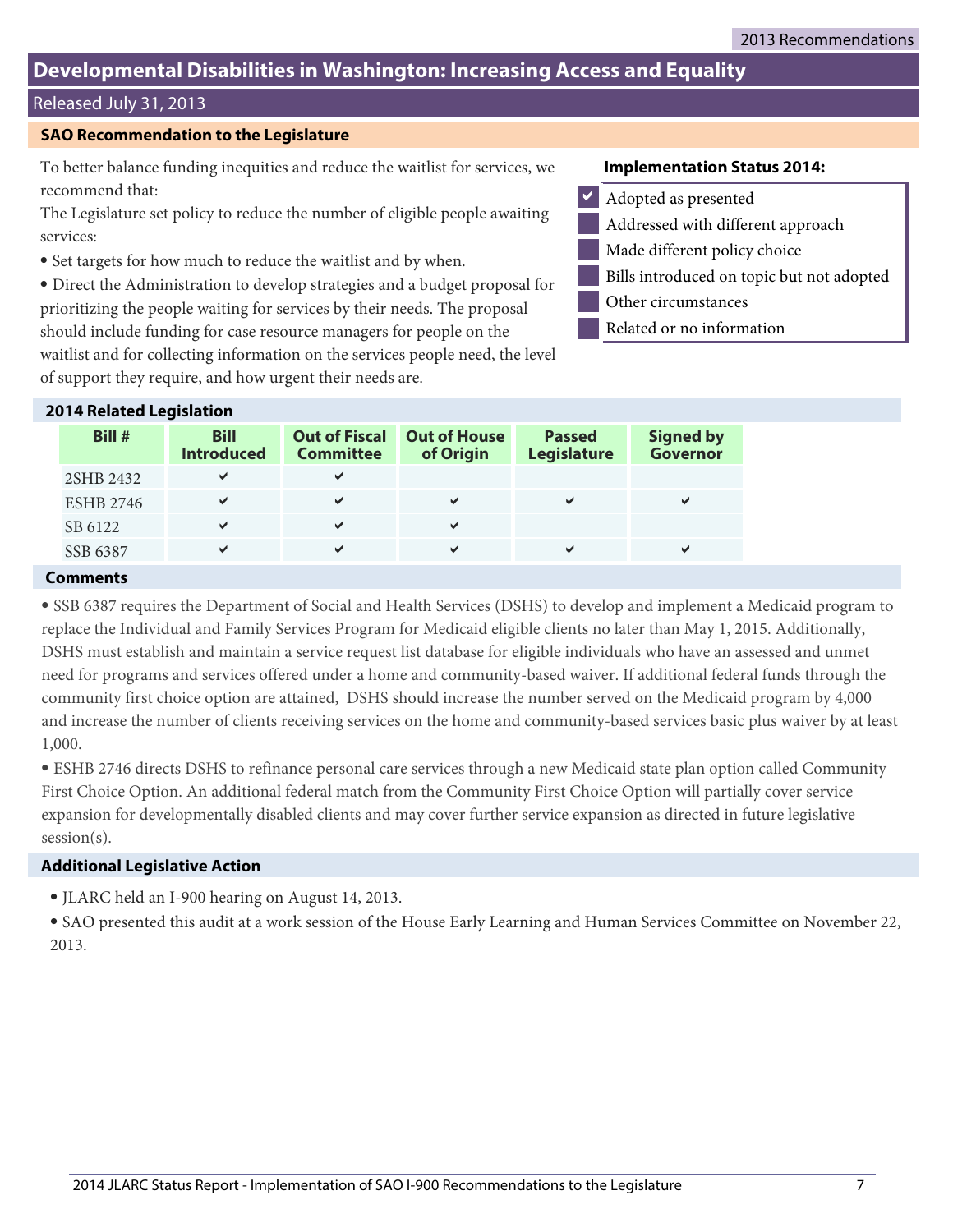2013 Recommendations

# Developmental Disabilities in Washington: Increasing Access and Equality

Released July 31, 2013

## SAO Recommendation to the Legislature

To better balance funding inequities and reduce the waitlist for services, we recommend that:

The Legislature set policy to reduce the number of eligible people awaiting services:

- Set targets for how much to reduce the waitlist and by when.
- Direct the Administration to develop strategies and a budget proposal for prioritizing the people waiting for services by their needs. The proposal should include funding for case resource managers for people on the waitlist and for collecting information on the services people need, the level of support they require, and how urgent their needs are.

**Implementation Status 2014:**

- [x] Adopted as presented
- [ ] Addressed with different approach
- [ ] Made different policy choice
- [ ] Bills introduced on topic but not adopted
- [ ] Other circumstances
- [ ] Related or no information

## 2014 Related Legislation

| Bill # | Bill Introduced | Out of Fiscal Committee | Out of House of Origin | Passed Legislature | Signed by Governor |
|---|---|---|---|---|---|
| 2SHB 2432 | ✔ | ✔ | | | |
| ESHB 2746 | ✔ | ✔ | ✔ | ✔ | ✔ |
| SB 6122 | ✔ | ✔ | ✔ | | |
| SSB 6387 | ✔ | ✔ | ✔ | ✔ | ✔ |

## Comments

- SSB 6387 requires the Department of Social and Health Services (DSHS) to develop and implement a Medicaid program to replace the Individual and Family Services Program for Medicaid eligible clients no later than May 1, 2015. Additionally, DSHS must establish and maintain a service request list database for eligible individuals who have an assessed and unmet need for programs and services offered under a home and community-based waiver. If additional federal funds through the community first choice option are attained, DSHS should increase the number served on the Medicaid program by 4,000 and increase the number of clients receiving services on the home and community-based services basic plus waiver by at least 1,000.
- ESHB 2746 directs DSHS to refinance personal care services through a new Medicaid state plan option called Community First Choice Option. An additional federal match from the Community First Choice Option will partially cover service expansion for developmentally disabled clients and may cover further service expansion as directed in future legislative session(s).

## Additional Legislative Action

- JLARC held an I-900 hearing on August 14, 2013.
- SAO presented this audit at a work session of the House Early Learning and Human Services Committee on November 22, 2013.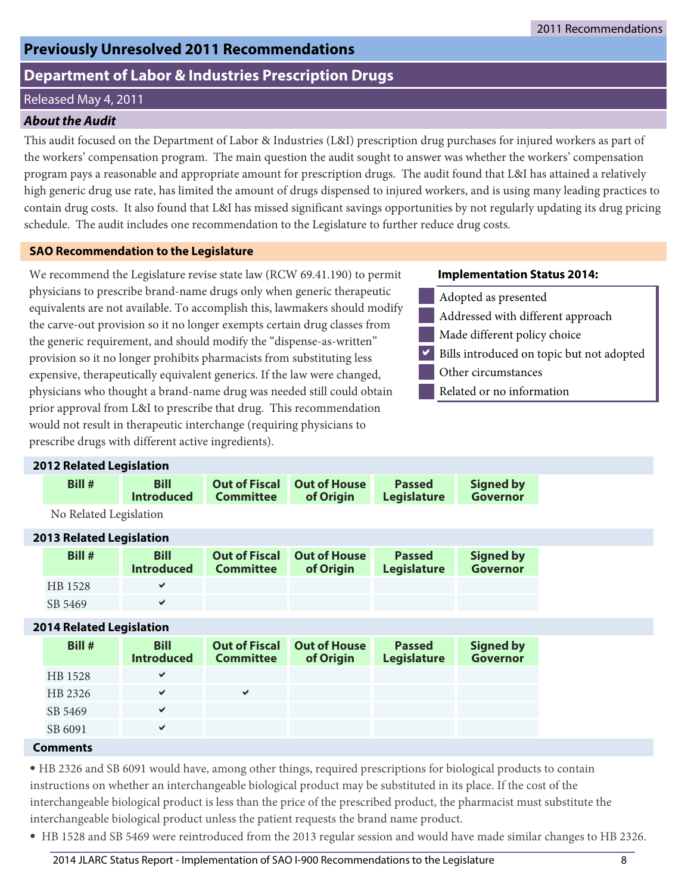# Previously Unresolved 2011 Recommendations

## Department of Labor & Industries Prescription Drugs

Released May 4, 2011

### *About the Audit*

This audit focused on the Department of Labor & Industries (L&I) prescription drug purchases for injured workers as part of the workers' compensation program. The main question the audit sought to answer was whether the workers' compensation program pays a reasonable and appropriate amount for prescription drugs. The audit found that L&I has attained a relatively high generic drug use rate, has limited the amount of drugs dispensed to injured workers, and is using many leading practices to contain drug costs. It also found that L&I has missed significant savings opportunities by not regularly updating its drug pricing schedule. The audit includes one recommendation to the Legislature to further reduce drug costs.

### SAO Recommendation to the Legislature

We recommend the Legislature revise state law (RCW 69.41.190) to permit physicians to prescribe brand-name drugs only when generic therapeutic equivalents are not available. To accomplish this, lawmakers should modify the carve-out provision so it no longer exempts certain drug classes from the generic requirement, and should modify the "dispense-as-written" provision so it no longer prohibits pharmacists from substituting less expensive, therapeutically equivalent generics. If the law were changed, physicians who thought a brand-name drug was needed still could obtain prior approval from L&I to prescribe that drug. This recommendation would not result in therapeutic interchange (requiring physicians to prescribe drugs with different active ingredients).

**Implementation Status 2014:**

- ☐ Adopted as presented
- ☐ Addressed with different approach
- ☐ Made different policy choice
- ☑ Bills introduced on topic but not adopted
- ☐ Other circumstances
- ☐ Related or no information

### 2012 Related Legislation

| Bill # | Bill Introduced | Out of Fiscal Committee | Out of House of Origin | Passed Legislature | Signed by Governor |
|---|---|---|---|---|---|

No Related Legislation

### 2013 Related Legislation

| Bill # | Bill Introduced | Out of Fiscal Committee | Out of House of Origin | Passed Legislature | Signed by Governor |
|---|---|---|---|---|---|
| HB 1528 | ✔ | | | | |
| SB 5469 | ✔ | | | | |

### 2014 Related Legislation

| Bill # | Bill Introduced | Out of Fiscal Committee | Out of House of Origin | Passed Legislature | Signed by Governor |
|---|---|---|---|---|---|
| HB 1528 | ✔ | | | | |
| HB 2326 | ✔ | ✔ | | | |
| SB 5469 | ✔ | | | | |
| SB 6091 | ✔ | | | | |

### Comments

- HB 2326 and SB 6091 would have, among other things, required prescriptions for biological products to contain instructions on whether an interchangeable biological product may be substituted in its place. If the cost of the interchangeable biological product is less than the price of the prescribed product, the pharmacist must substitute the interchangeable biological product unless the patient requests the brand name product.
- HB 1528 and SB 5469 were reintroduced from the 2013 regular session and would have made similar changes to HB 2326.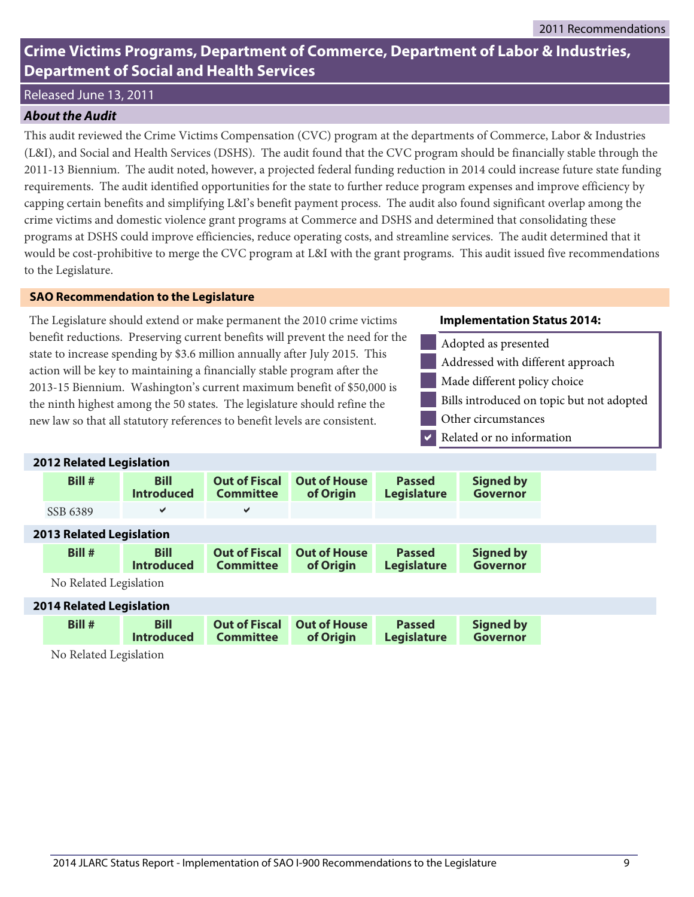2011 Recommendations

# Crime Victims Programs, Department of Commerce, Department of Labor & Industries, Department of Social and Health Services

Released June 13, 2011

### *About the Audit*

This audit reviewed the Crime Victims Compensation (CVC) program at the departments of Commerce, Labor & Industries (L&I), and Social and Health Services (DSHS). The audit found that the CVC program should be financially stable through the 2011-13 Biennium. The audit noted, however, a projected federal funding reduction in 2014 could increase future state funding requirements. The audit identified opportunities for the state to further reduce program expenses and improve efficiency by capping certain benefits and simplifying L&I's benefit payment process. The audit also found significant overlap among the crime victims and domestic violence grant programs at Commerce and DSHS and determined that consolidating these programs at DSHS could improve efficiencies, reduce operating costs, and streamline services. The audit determined that it would be cost-prohibitive to merge the CVC program at L&I with the grant programs. This audit issued five recommendations to the Legislature.

### SAO Recommendation to the Legislature

The Legislature should extend or make permanent the 2010 crime victims benefit reductions. Preserving current benefits will prevent the need for the state to increase spending by $3.6 million annually after July 2015. This action will be key to maintaining a financially stable program after the 2013-15 Biennium. Washington's current maximum benefit of $50,000 is the ninth highest among the 50 states. The legislature should refine the new law so that all statutory references to benefit levels are consistent.

**Implementation Status 2014:**

- [ ] Adopted as presented
- [ ] Addressed with different approach
- [ ] Made different policy choice
- [ ] Bills introduced on topic but not adopted
- [ ] Other circumstances
- [x] Related or no information

### 2012 Related Legislation

| Bill # | Bill Introduced | Out of Fiscal Committee | Out of House of Origin | Passed Legislature | Signed by Governor |
|---|---|---|---|---|---|
| SSB 6389 | ✔ | ✔ | | | |

### 2013 Related Legislation

| Bill # | Bill Introduced | Out of Fiscal Committee | Out of House of Origin | Passed Legislature | Signed by Governor |
|---|---|---|---|---|---|

No Related Legislation

### 2014 Related Legislation

| Bill # | Bill Introduced | Out of Fiscal Committee | Out of House of Origin | Passed Legislature | Signed by Governor |
|---|---|---|---|---|---|

No Related Legislation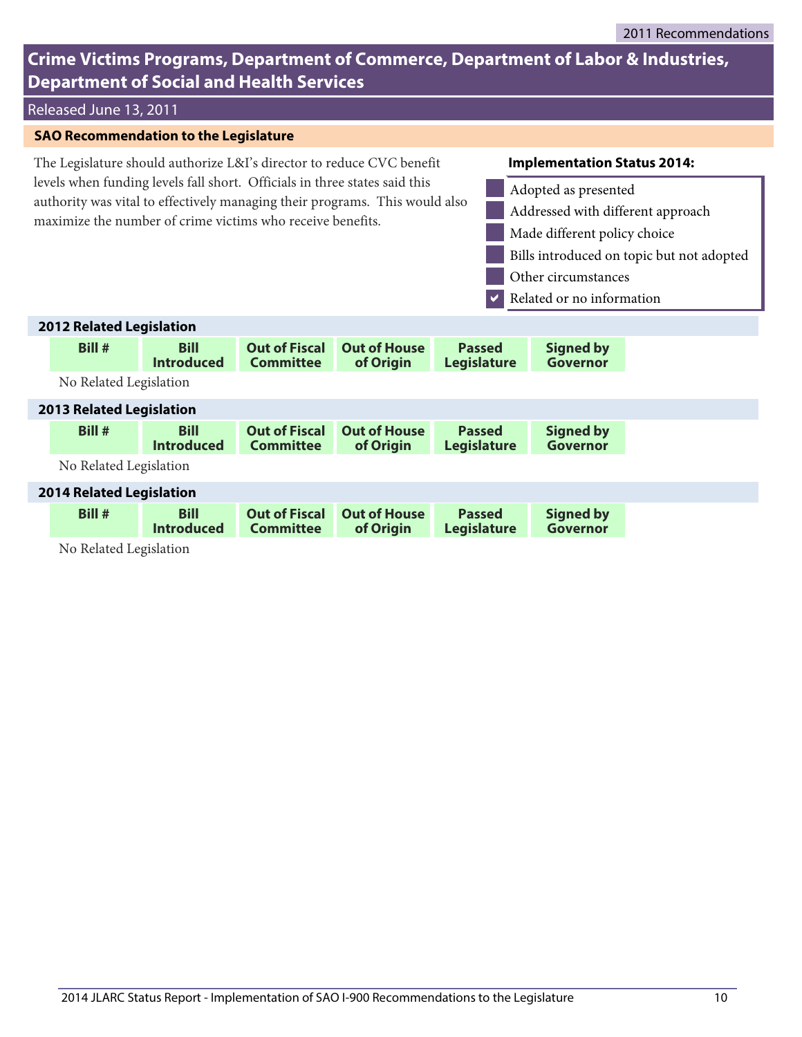2011 Recommendations

# Crime Victims Programs, Department of Commerce, Department of Labor & Industries, Department of Social and Health Services

Released June 13, 2011

## SAO Recommendation to the Legislature

The Legislature should authorize L&I's director to reduce CVC benefit levels when funding levels fall short. Officials in three states said this authority was vital to effectively managing their programs. This would also maximize the number of crime victims who receive benefits.

**Implementation Status 2014:**

- [ ] Adopted as presented
- [ ] Addressed with different approach
- [ ] Made different policy choice
- [ ] Bills introduced on topic but not adopted
- [ ] Other circumstances
- [x] Related or no information

### 2012 Related Legislation

| Bill # | Bill Introduced | Out of Fiscal Committee | Out of House of Origin | Passed Legislature | Signed by Governor |
|---|---|---|---|---|---|

No Related Legislation

### 2013 Related Legislation

| Bill # | Bill Introduced | Out of Fiscal Committee | Out of House of Origin | Passed Legislature | Signed by Governor |
|---|---|---|---|---|---|

No Related Legislation

### 2014 Related Legislation

| Bill # | Bill Introduced | Out of Fiscal Committee | Out of House of Origin | Passed Legislature | Signed by Governor |
|---|---|---|---|---|---|

No Related Legislation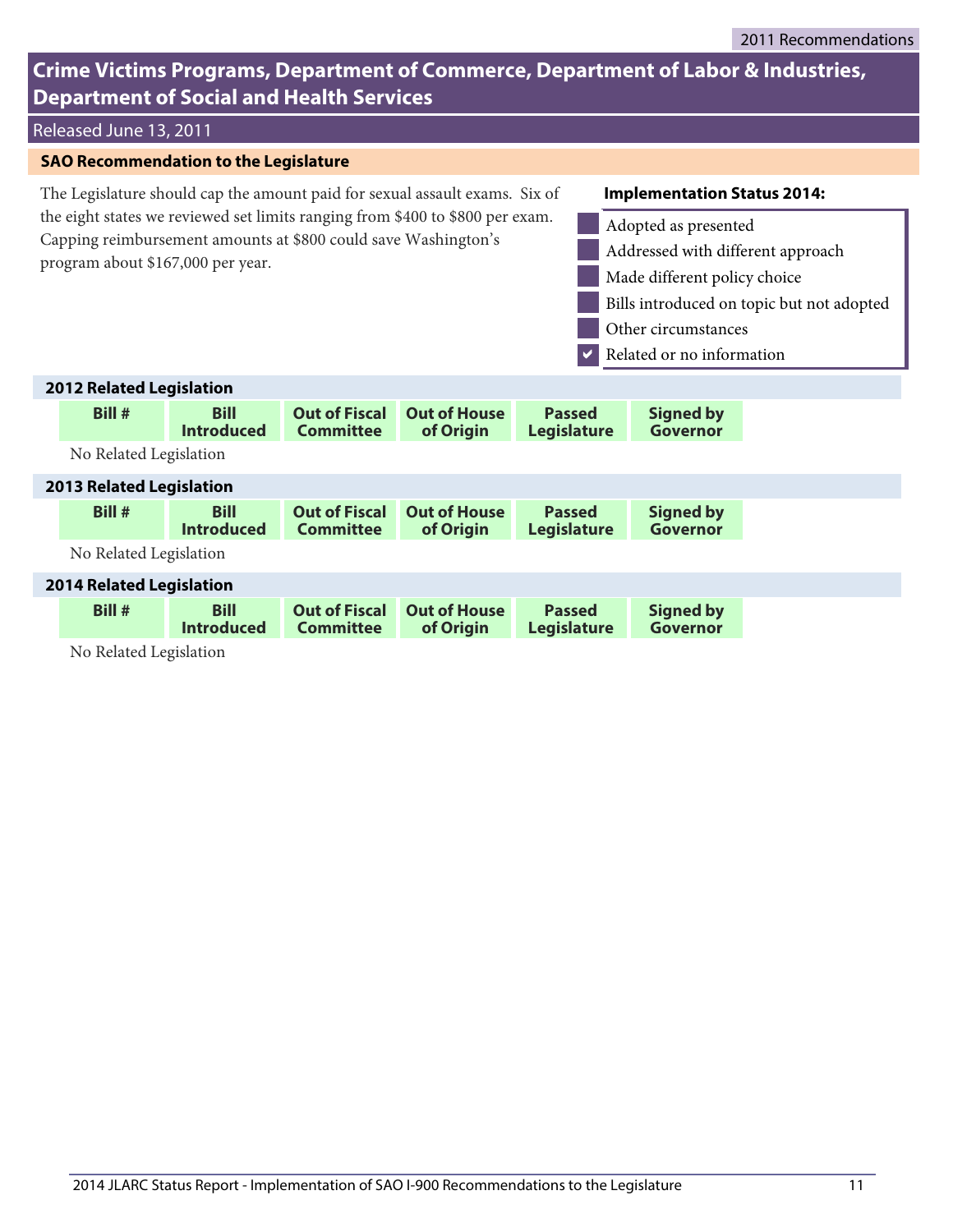2011 Recommendations

# Crime Victims Programs, Department of Commerce, Department of Labor & Industries, Department of Social and Health Services

Released June 13, 2011

## SAO Recommendation to the Legislature

The Legislature should cap the amount paid for sexual assault exams. Six of the eight states we reviewed set limits ranging from $400 to $800 per exam. Capping reimbursement amounts at $800 could save Washington's program about $167,000 per year.

**Implementation Status 2014:**

- [ ] Adopted as presented
- [ ] Addressed with different approach
- [ ] Made different policy choice
- [ ] Bills introduced on topic but not adopted
- [ ] Other circumstances
- [x] Related or no information

### 2012 Related Legislation

| Bill # | Bill Introduced | Out of Fiscal Committee | Out of House of Origin | Passed Legislature | Signed by Governor |
|---|---|---|---|---|---|

No Related Legislation

### 2013 Related Legislation

| Bill # | Bill Introduced | Out of Fiscal Committee | Out of House of Origin | Passed Legislature | Signed by Governor |
|---|---|---|---|---|---|

No Related Legislation

### 2014 Related Legislation

| Bill # | Bill Introduced | Out of Fiscal Committee | Out of House of Origin | Passed Legislature | Signed by Governor |
|---|---|---|---|---|---|

No Related Legislation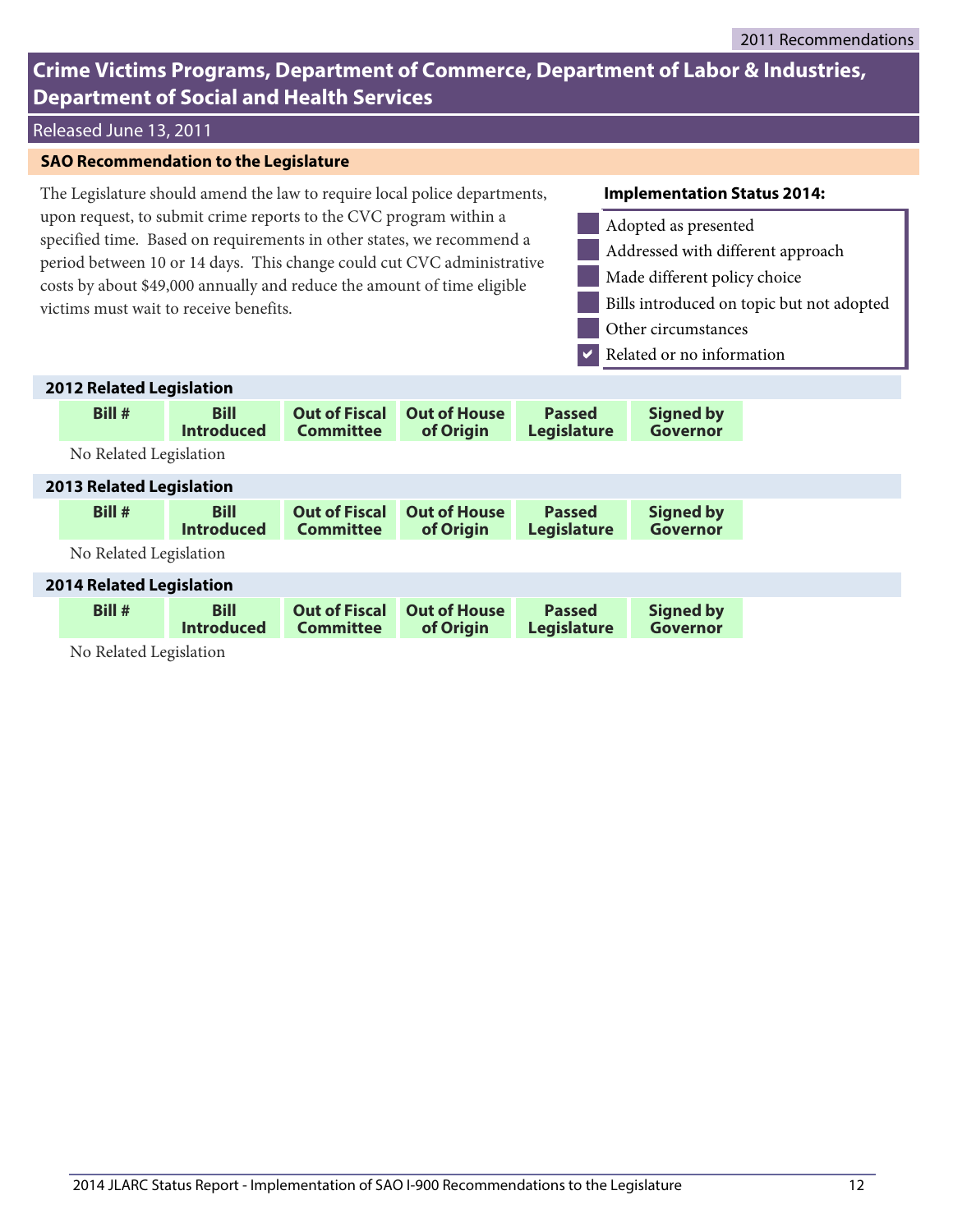2011 Recommendations

# Crime Victims Programs, Department of Commerce, Department of Labor & Industries, Department of Social and Health Services

Released June 13, 2011

## SAO Recommendation to the Legislature

The Legislature should amend the law to require local police departments, upon request, to submit crime reports to the CVC program within a specified time. Based on requirements in other states, we recommend a period between 10 or 14 days. This change could cut CVC administrative costs by about $49,000 annually and reduce the amount of time eligible victims must wait to receive benefits.

**Implementation Status 2014:**

- ☐ Adopted as presented
- ☐ Addressed with different approach
- ☐ Made different policy choice
- ☐ Bills introduced on topic but not adopted
- ☐ Other circumstances
- ☑ Related or no information

### 2012 Related Legislation

| Bill # | Bill Introduced | Out of Fiscal Committee | Out of House of Origin | Passed Legislature | Signed by Governor |
|---|---|---|---|---|---|

No Related Legislation

### 2013 Related Legislation

| Bill # | Bill Introduced | Out of Fiscal Committee | Out of House of Origin | Passed Legislature | Signed by Governor |
|---|---|---|---|---|---|

No Related Legislation

### 2014 Related Legislation

| Bill # | Bill Introduced | Out of Fiscal Committee | Out of House of Origin | Passed Legislature | Signed by Governor |
|---|---|---|---|---|---|

No Related Legislation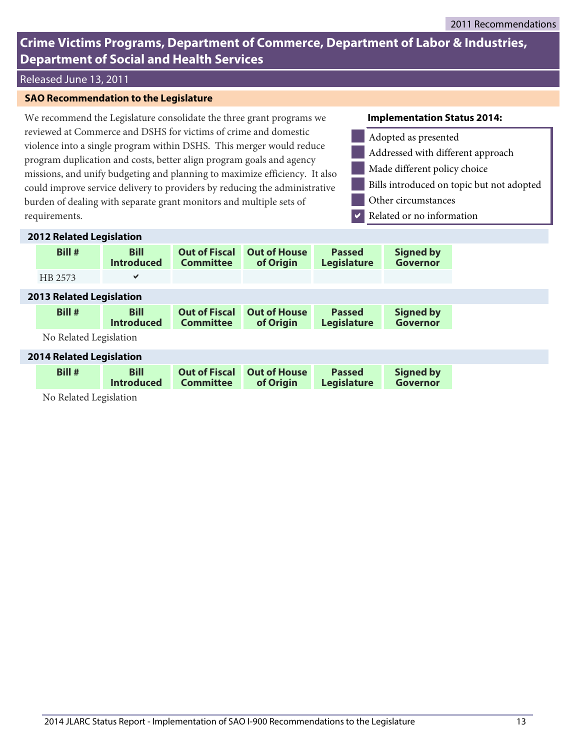## Crime Victims Programs, Department of Commerce, Department of Labor & Industries, Department of Social and Health Services

Released June 13, 2011

### SAO Recommendation to the Legislature

We recommend the Legislature consolidate the three grant programs we reviewed at Commerce and DSHS for victims of crime and domestic violence into a single program within DSHS. This merger would reduce program duplication and costs, better align program goals and agency missions, and unify budgeting and planning to maximize efficiency. It also could improve service delivery to providers by reducing the administrative burden of dealing with separate grant monitors and multiple sets of requirements.

**Implementation Status 2014:**

- [ ] Adopted as presented
- [ ] Addressed with different approach
- [ ] Made different policy choice
- [ ] Bills introduced on topic but not adopted
- [ ] Other circumstances
- [x] Related or no information

**2012 Related Legislation**

| Bill # | Bill Introduced | Out of Fiscal Committee | Out of House of Origin | Passed Legislature | Signed by Governor |
|---|---|---|---|---|---|
| HB 2573 | ✔ | | | | |

**2013 Related Legislation**

| Bill # | Bill Introduced | Out of Fiscal Committee | Out of House of Origin | Passed Legislature | Signed by Governor |
|---|---|---|---|---|---|

No Related Legislation

**2014 Related Legislation**

| Bill # | Bill Introduced | Out of Fiscal Committee | Out of House of Origin | Passed Legislature | Signed by Governor |
|---|---|---|---|---|---|

No Related Legislation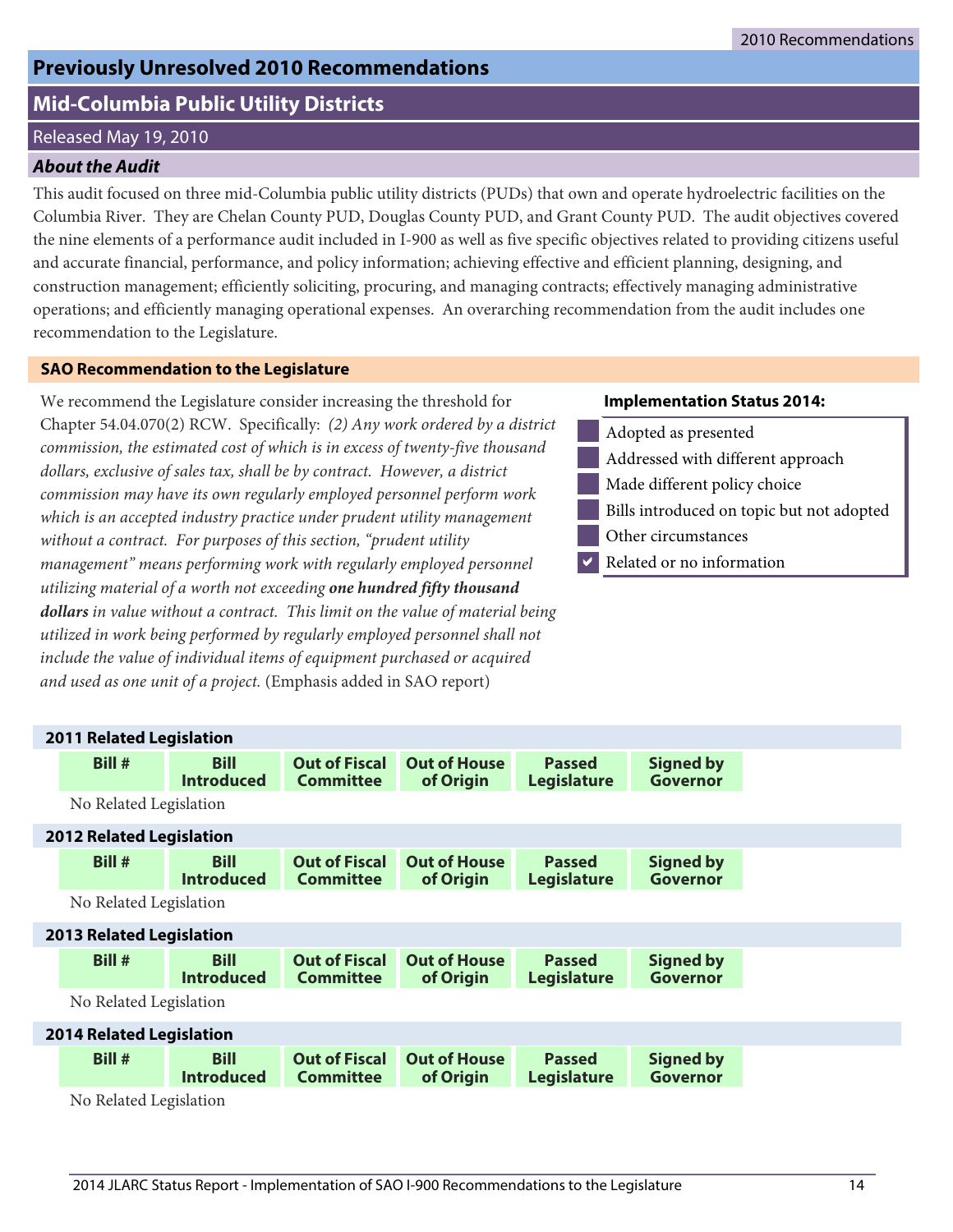# Previously Unresolved 2010 Recommendations

## Mid-Columbia Public Utility Districts

Released May 19, 2010

### *About the Audit*

This audit focused on three mid-Columbia public utility districts (PUDs) that own and operate hydroelectric facilities on the Columbia River. They are Chelan County PUD, Douglas County PUD, and Grant County PUD. The audit objectives covered the nine elements of a performance audit included in I-900 as well as five specific objectives related to providing citizens useful and accurate financial, performance, and policy information; achieving effective and efficient planning, designing, and construction management; efficiently soliciting, procuring, and managing contracts; effectively managing administrative operations; and efficiently managing operational expenses. An overarching recommendation from the audit includes one recommendation to the Legislature.

### SAO Recommendation to the Legislature

We recommend the Legislature consider increasing the threshold for Chapter 54.04.070(2) RCW. Specifically: *(2) Any work ordered by a district commission, the estimated cost of which is in excess of twenty-five thousand dollars, exclusive of sales tax, shall be by contract. However, a district commission may have its own regularly employed personnel perform work which is an accepted industry practice under prudent utility management without a contract. For purposes of this section, "prudent utility management" means performing work with regularly employed personnel utilizing material of a worth not exceeding* ***one hundred fifty thousand dollars*** *in value without a contract. This limit on the value of material being utilized in work being performed by regularly employed personnel shall not include the value of individual items of equipment purchased or acquired and used as one unit of a project.* (Emphasis added in SAO report)

**Implementation Status 2014:**

- ☐ Adopted as presented
- ☐ Addressed with different approach
- ☐ Made different policy choice
- ☐ Bills introduced on topic but not adopted
- ☐ Other circumstances
- ☑ Related or no information

**2011 Related Legislation**

| Bill # | Bill Introduced | Out of Fiscal Committee | Out of House of Origin | Passed Legislature | Signed by Governor |
|---|---|---|---|---|---|

No Related Legislation

**2012 Related Legislation**

| Bill # | Bill Introduced | Out of Fiscal Committee | Out of House of Origin | Passed Legislature | Signed by Governor |
|---|---|---|---|---|---|

No Related Legislation

**2013 Related Legislation**

| Bill # | Bill Introduced | Out of Fiscal Committee | Out of House of Origin | Passed Legislature | Signed by Governor |
|---|---|---|---|---|---|

No Related Legislation

**2014 Related Legislation**

| Bill # | Bill Introduced | Out of Fiscal Committee | Out of House of Origin | Passed Legislature | Signed by Governor |
|---|---|---|---|---|---|

No Related Legislation